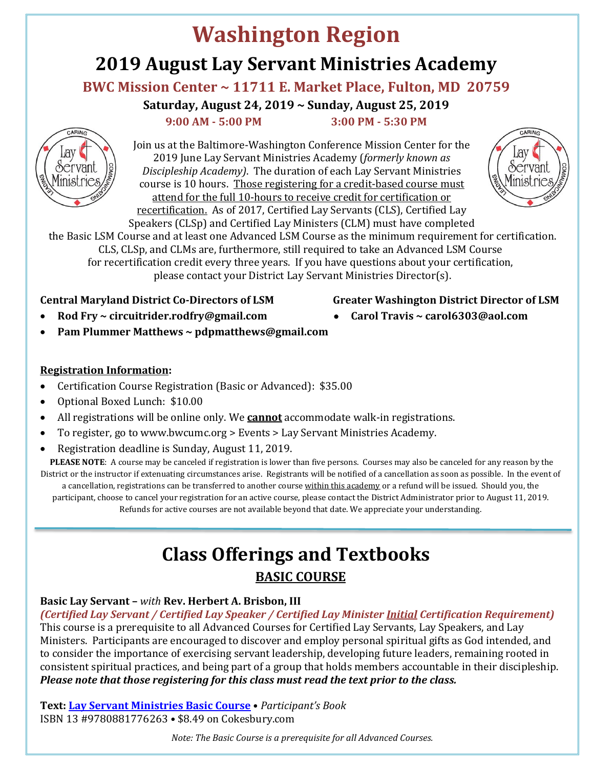# Washington Region

## 2019 August Lay Servant Ministries Academy

### BWC Mission Center ~ 11711 E. Market Place, Fulton, MD 20759

**Saturday, August 24, 2019 ~ Sunday, August 25, 2019**

**9:00 AM - 5:00 PM** **3:00 PM - 5:30 PM**

Join us at the Baltimore-Washington Conference Mission Center for the 2019 June Lay Servant Ministries Academy (*formerly known as Discipleship Academy)*. The duration of each Lay Servant Ministries course is 10 hours. Those registering for a credit-based course must attend for the full 10-hours to receive credit for certification or recertification. As of 2017, Certified Lay Servants (CLS), Certified Lay Speakers (CLSp) and Certified Lay Ministers (CLM) must have completed the Basic LSM Course and at least one Advanced LSM Course as the minimum requirement for certification. CLS, CLSp, and CLMs are, furthermore, still required to take an Advanced LSM Course for recertification credit every three years. If you have questions about your certification, please contact your District Lay Servant Ministries Director(s).

**Central Maryland District Co-Directors of LSM**

- **Rod Fry ~ circuitrider.rodfry@gmail.com**
- **Pam Plummer Matthews ~ pdpmatthews@gmail.com**

**Greater Washington District Director of LSM**

- **Carol Travis ~ carol6303@aol.com**

**Registration Information:**

- Certification Course Registration (Basic or Advanced): $35.00
- Optional Boxed Lunch: $10.00
- All registrations will be online only. We **cannot** accommodate walk-in registrations.
- To register, go to www.bwcumc.org > Events > Lay Servant Ministries Academy.
- Registration deadline is Sunday, August 11, 2019.

**PLEASE NOTE**: A course may be canceled if registration is lower than five persons. Courses may also be canceled for any reason by the District or the instructor if extenuating circumstances arise. Registrants will be notified of a cancellation as soon as possible. In the event of a cancellation, registrations can be transferred to another course within this academy or a refund will be issued. Should you, the participant, choose to cancel your registration for an active course, please contact the District Administrator prior to August 11, 2019. Refunds for active courses are not available beyond that date. We appreciate your understanding.

## Class Offerings and Textbooks

### BASIC COURSE

**Basic Lay Servant – *with* Rev. Herbert A. Brisbon, III**

***(Certified Lay Servant / Certified Lay Speaker / Certified Lay Minister Initial Certification Requirement)***

This course is a prerequisite to all Advanced Courses for Certified Lay Servants, Lay Speakers, and Lay Ministers. Participants are encouraged to discover and employ personal spiritual gifts as God intended, and to consider the importance of exercising servant leadership, developing future leaders, remaining rooted in consistent spiritual practices, and being part of a group that holds members accountable in their discipleship. ***Please note that those registering for this class must read the text prior to the class.***

**Text: Lay Servant Ministries Basic Course** • *Participant's Book*
ISBN 13 #9780881776263 • $8.49 on Cokesbury.com

*Note: The Basic Course is a prerequisite for all Advanced Courses.*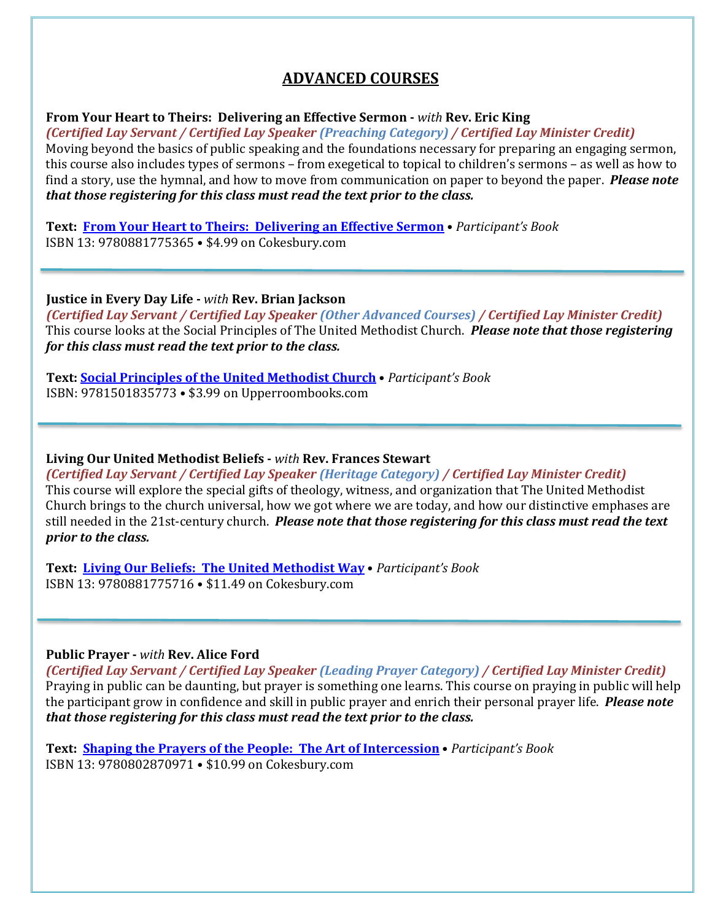## ADVANCED COURSES

**From Your Heart to Theirs: Delivering an Effective Sermon -** *with* **Rev. Eric King**
***(Certified Lay Servant / Certified Lay Speaker (Preaching Category) / Certified Lay Minister Credit)***
Moving beyond the basics of public speaking and the foundations necessary for preparing an engaging sermon, this course also includes types of sermons – from exegetical to topical to children's sermons – as well as how to find a story, use the hymnal, and how to move from communication on paper to beyond the paper. ***Please note that those registering for this class must read the text prior to the class.***

**Text: From Your Heart to Theirs: Delivering an Effective Sermon** • *Participant's Book*
ISBN 13: 9780881775365 • $4.99 on Cokesbury.com

---

**Justice in Every Day Life -** *with* **Rev. Brian Jackson**
***(Certified Lay Servant / Certified Lay Speaker (Other Advanced Courses) / Certified Lay Minister Credit)***
This course looks at the Social Principles of The United Methodist Church. ***Please note that those registering for this class must read the text prior to the class.***

**Text: Social Principles of the United Methodist Church** • *Participant's Book*
ISBN: 9781501835773 • $3.99 on Upperroombooks.com

---

**Living Our United Methodist Beliefs -** *with* **Rev. Frances Stewart**
***(Certified Lay Servant / Certified Lay Speaker (Heritage Category) / Certified Lay Minister Credit)***
This course will explore the special gifts of theology, witness, and organization that The United Methodist Church brings to the church universal, how we got where we are today, and how our distinctive emphases are still needed in the 21st-century church. ***Please note that those registering for this class must read the text prior to the class.***

**Text: Living Our Beliefs: The United Methodist Way** • *Participant's Book*
ISBN 13: 9780881775716 • $11.49 on Cokesbury.com

---

**Public Prayer -** *with* **Rev. Alice Ford**
***(Certified Lay Servant / Certified Lay Speaker (Leading Prayer Category) / Certified Lay Minister Credit)***
Praying in public can be daunting, but prayer is something one learns. This course on praying in public will help the participant grow in confidence and skill in public prayer and enrich their personal prayer life. ***Please note that those registering for this class must read the text prior to the class.***

**Text: Shaping the Prayers of the People: The Art of Intercession** • *Participant's Book*
ISBN 13: 9780802870971 • $10.99 on Cokesbury.com